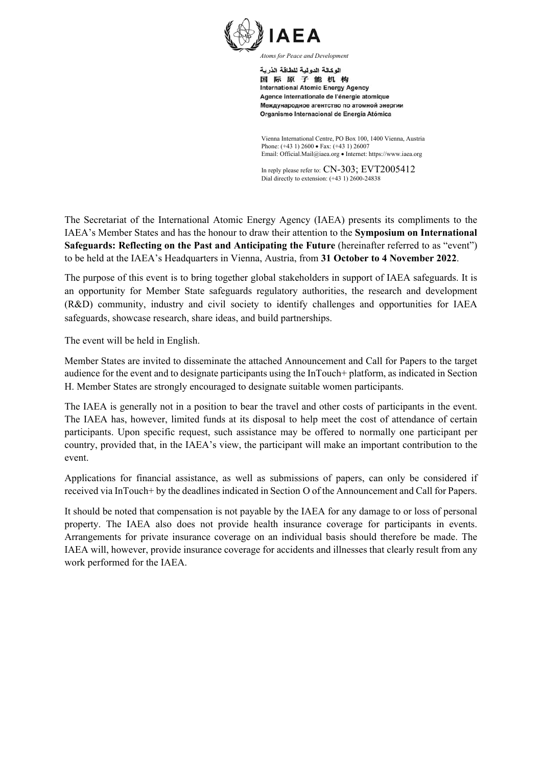**IAEA**

*Atoms for Peace and Development*

الوكالة الدولية للطاقة الذرية
国 际 原 子 能 机 构
International Atomic Energy Agency
Agence internationale de l'énergie atomique
Международное агентство по атомной энергии
Organismo Internacional de Energía Atómica

Vienna International Centre, PO Box 100, 1400 Vienna, Austria
Phone: (+43 1) 2600 • Fax: (+43 1) 26007
Email: Official.Mail@iaea.org • Internet: https://www.iaea.org

In reply please refer to: CN-303; EVT2005412
Dial directly to extension: (+43 1) 2600-24838

The Secretariat of the International Atomic Energy Agency (IAEA) presents its compliments to the IAEA's Member States and has the honour to draw their attention to the **Symposium on International Safeguards: Reflecting on the Past and Anticipating the Future** (hereinafter referred to as "event") to be held at the IAEA's Headquarters in Vienna, Austria, from **31 October to 4 November 2022**.

The purpose of this event is to bring together global stakeholders in support of IAEA safeguards. It is an opportunity for Member State safeguards regulatory authorities, the research and development (R&D) community, industry and civil society to identify challenges and opportunities for IAEA safeguards, showcase research, share ideas, and build partnerships.

The event will be held in English.

Member States are invited to disseminate the attached Announcement and Call for Papers to the target audience for the event and to designate participants using the InTouch+ platform, as indicated in Section H. Member States are strongly encouraged to designate suitable women participants.

The IAEA is generally not in a position to bear the travel and other costs of participants in the event. The IAEA has, however, limited funds at its disposal to help meet the cost of attendance of certain participants. Upon specific request, such assistance may be offered to normally one participant per country, provided that, in the IAEA's view, the participant will make an important contribution to the event.

Applications for financial assistance, as well as submissions of papers, can only be considered if received via InTouch+ by the deadlines indicated in Section O of the Announcement and Call for Papers.

It should be noted that compensation is not payable by the IAEA for any damage to or loss of personal property. The IAEA also does not provide health insurance coverage for participants in events. Arrangements for private insurance coverage on an individual basis should therefore be made. The IAEA will, however, provide insurance coverage for accidents and illnesses that clearly result from any work performed for the IAEA.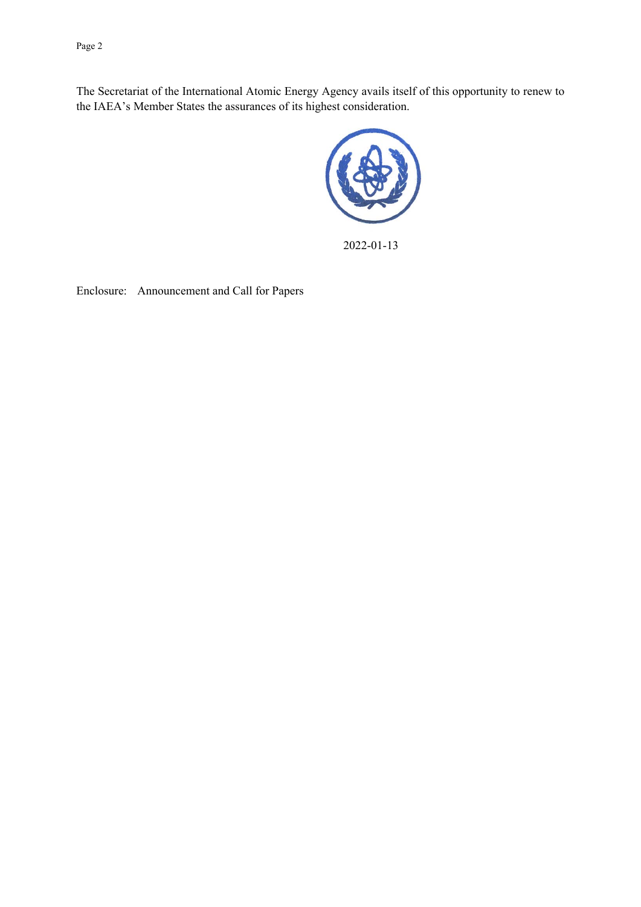The Secretariat of the International Atomic Energy Agency avails itself of this opportunity to renew to the IAEA’s Member States the assurances of its highest consideration.

2022-01-13

Enclosure: Announcement and Call for Papers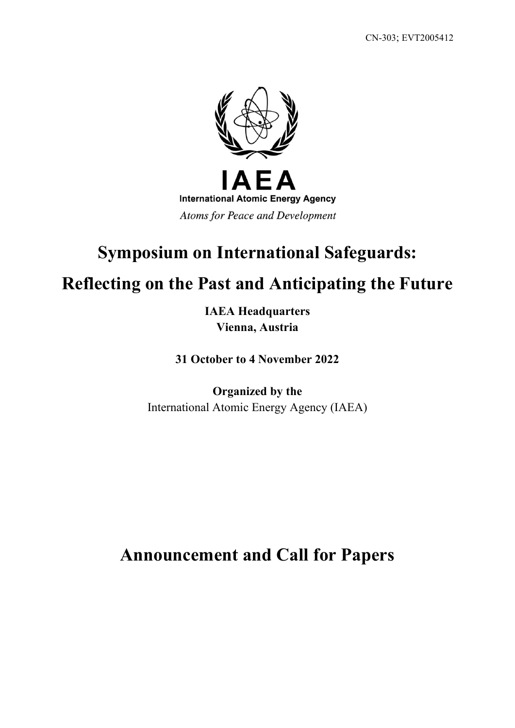CN-303; EVT2005412

IAEA

International Atomic Energy Agency

*Atoms for Peace and Development*

# Symposium on International Safeguards: Reflecting on the Past and Anticipating the Future

**IAEA Headquarters**
**Vienna, Austria**

**31 October to 4 November 2022**

**Organized by the**
International Atomic Energy Agency (IAEA)

# Announcement and Call for Papers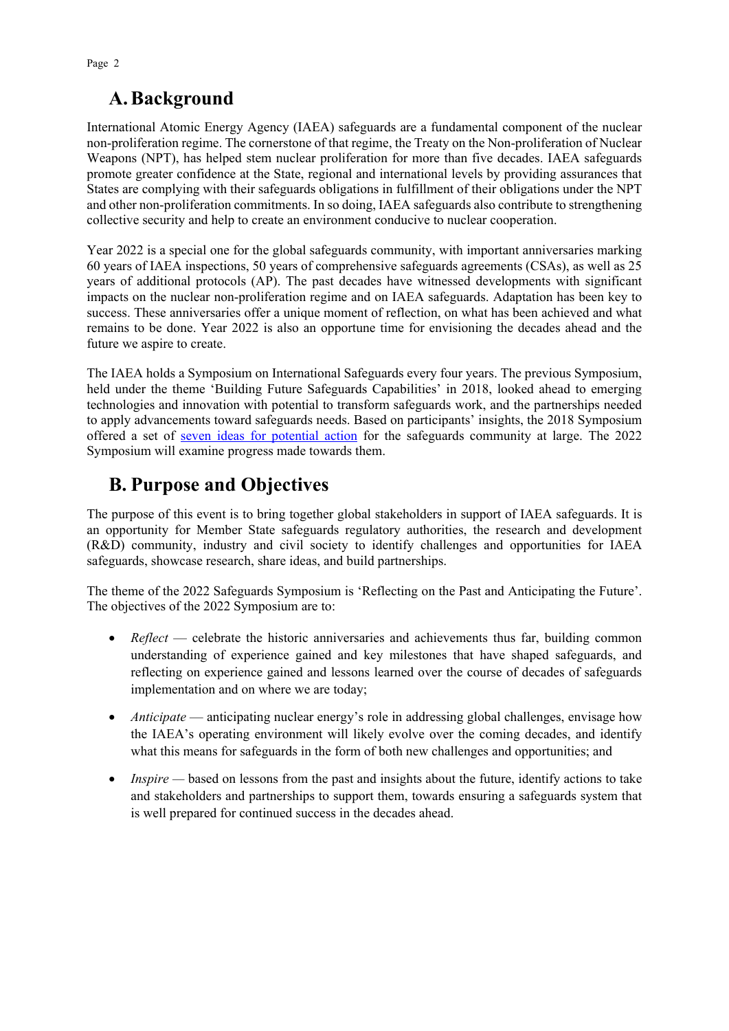## A. Background

International Atomic Energy Agency (IAEA) safeguards are a fundamental component of the nuclear non-proliferation regime. The cornerstone of that regime, the Treaty on the Non-proliferation of Nuclear Weapons (NPT), has helped stem nuclear proliferation for more than five decades. IAEA safeguards promote greater confidence at the State, regional and international levels by providing assurances that States are complying with their safeguards obligations in fulfillment of their obligations under the NPT and other non-proliferation commitments. In so doing, IAEA safeguards also contribute to strengthening collective security and help to create an environment conducive to nuclear cooperation.

Year 2022 is a special one for the global safeguards community, with important anniversaries marking 60 years of IAEA inspections, 50 years of comprehensive safeguards agreements (CSAs), as well as 25 years of additional protocols (AP). The past decades have witnessed developments with significant impacts on the nuclear non-proliferation regime and on IAEA safeguards. Adaptation has been key to success. These anniversaries offer a unique moment of reflection, on what has been achieved and what remains to be done. Year 2022 is also an opportune time for envisioning the decades ahead and the future we aspire to create.

The IAEA holds a Symposium on International Safeguards every four years. The previous Symposium, held under the theme 'Building Future Safeguards Capabilities' in 2018, looked ahead to emerging technologies and innovation with potential to transform safeguards work, and the partnerships needed to apply advancements toward safeguards needs. Based on participants' insights, the 2018 Symposium offered a set of seven ideas for potential action for the safeguards community at large. The 2022 Symposium will examine progress made towards them.

## B. Purpose and Objectives

The purpose of this event is to bring together global stakeholders in support of IAEA safeguards. It is an opportunity for Member State safeguards regulatory authorities, the research and development (R&D) community, industry and civil society to identify challenges and opportunities for IAEA safeguards, showcase research, share ideas, and build partnerships.

The theme of the 2022 Safeguards Symposium is 'Reflecting on the Past and Anticipating the Future'. The objectives of the 2022 Symposium are to:

- *Reflect* — celebrate the historic anniversaries and achievements thus far, building common understanding of experience gained and key milestones that have shaped safeguards, and reflecting on experience gained and lessons learned over the course of decades of safeguards implementation and on where we are today;

- *Anticipate* — anticipating nuclear energy's role in addressing global challenges, envisage how the IAEA's operating environment will likely evolve over the coming decades, and identify what this means for safeguards in the form of both new challenges and opportunities; and

- *Inspire* — based on lessons from the past and insights about the future, identify actions to take and stakeholders and partnerships to support them, towards ensuring a safeguards system that is well prepared for continued success in the decades ahead.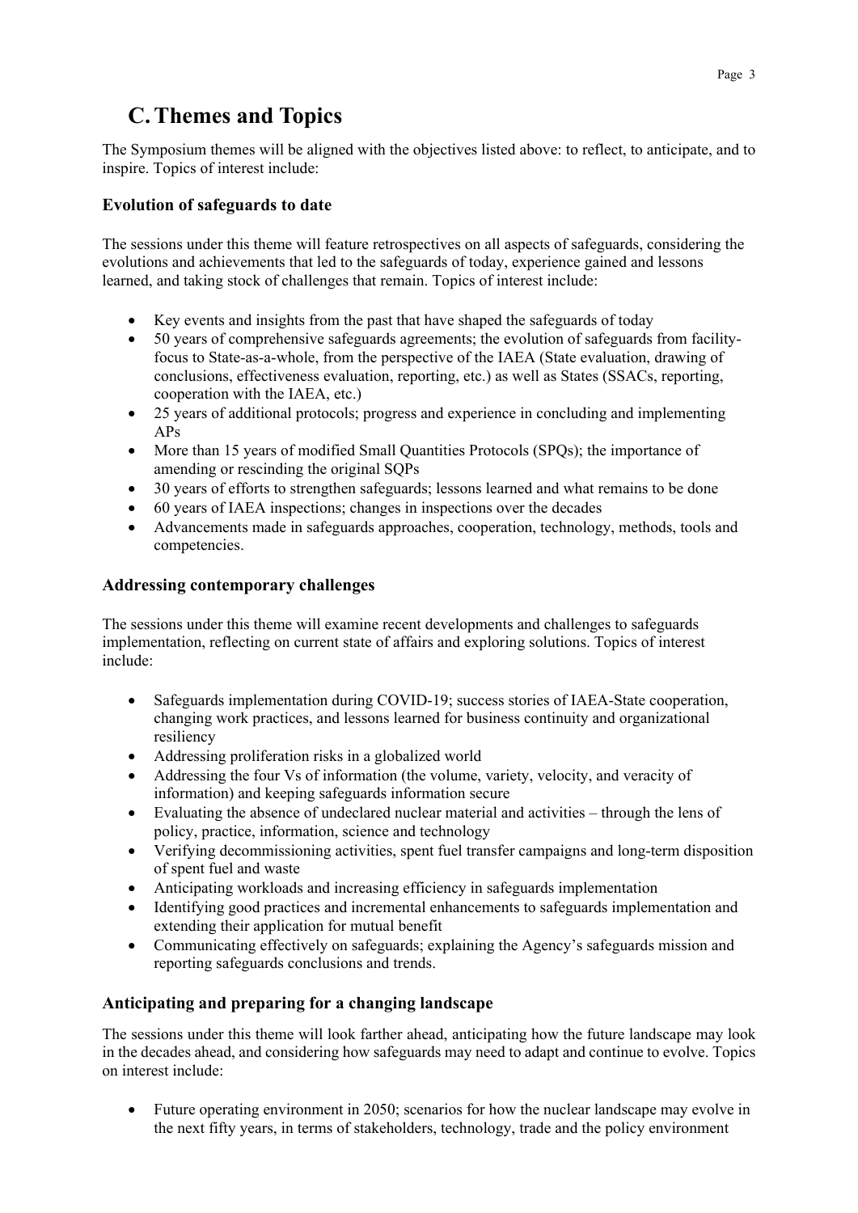## C. Themes and Topics

The Symposium themes will be aligned with the objectives listed above: to reflect, to anticipate, and to inspire. Topics of interest include:

### Evolution of safeguards to date

The sessions under this theme will feature retrospectives on all aspects of safeguards, considering the evolutions and achievements that led to the safeguards of today, experience gained and lessons learned, and taking stock of challenges that remain. Topics of interest include:

- Key events and insights from the past that have shaped the safeguards of today
- 50 years of comprehensive safeguards agreements; the evolution of safeguards from facility-focus to State-as-a-whole, from the perspective of the IAEA (State evaluation, drawing of conclusions, effectiveness evaluation, reporting, etc.) as well as States (SSACs, reporting, cooperation with the IAEA, etc.)
- 25 years of additional protocols; progress and experience in concluding and implementing APs
- More than 15 years of modified Small Quantities Protocols (SPQs); the importance of amending or rescinding the original SQPs
- 30 years of efforts to strengthen safeguards; lessons learned and what remains to be done
- 60 years of IAEA inspections; changes in inspections over the decades
- Advancements made in safeguards approaches, cooperation, technology, methods, tools and competencies.

### Addressing contemporary challenges

The sessions under this theme will examine recent developments and challenges to safeguards implementation, reflecting on current state of affairs and exploring solutions. Topics of interest include:

- Safeguards implementation during COVID-19; success stories of IAEA-State cooperation, changing work practices, and lessons learned for business continuity and organizational resiliency
- Addressing proliferation risks in a globalized world
- Addressing the four Vs of information (the volume, variety, velocity, and veracity of information) and keeping safeguards information secure
- Evaluating the absence of undeclared nuclear material and activities – through the lens of policy, practice, information, science and technology
- Verifying decommissioning activities, spent fuel transfer campaigns and long-term disposition of spent fuel and waste
- Anticipating workloads and increasing efficiency in safeguards implementation
- Identifying good practices and incremental enhancements to safeguards implementation and extending their application for mutual benefit
- Communicating effectively on safeguards; explaining the Agency's safeguards mission and reporting safeguards conclusions and trends.

### Anticipating and preparing for a changing landscape

The sessions under this theme will look farther ahead, anticipating how the future landscape may look in the decades ahead, and considering how safeguards may need to adapt and continue to evolve. Topics on interest include:

- Future operating environment in 2050; scenarios for how the nuclear landscape may evolve in the next fifty years, in terms of stakeholders, technology, trade and the policy environment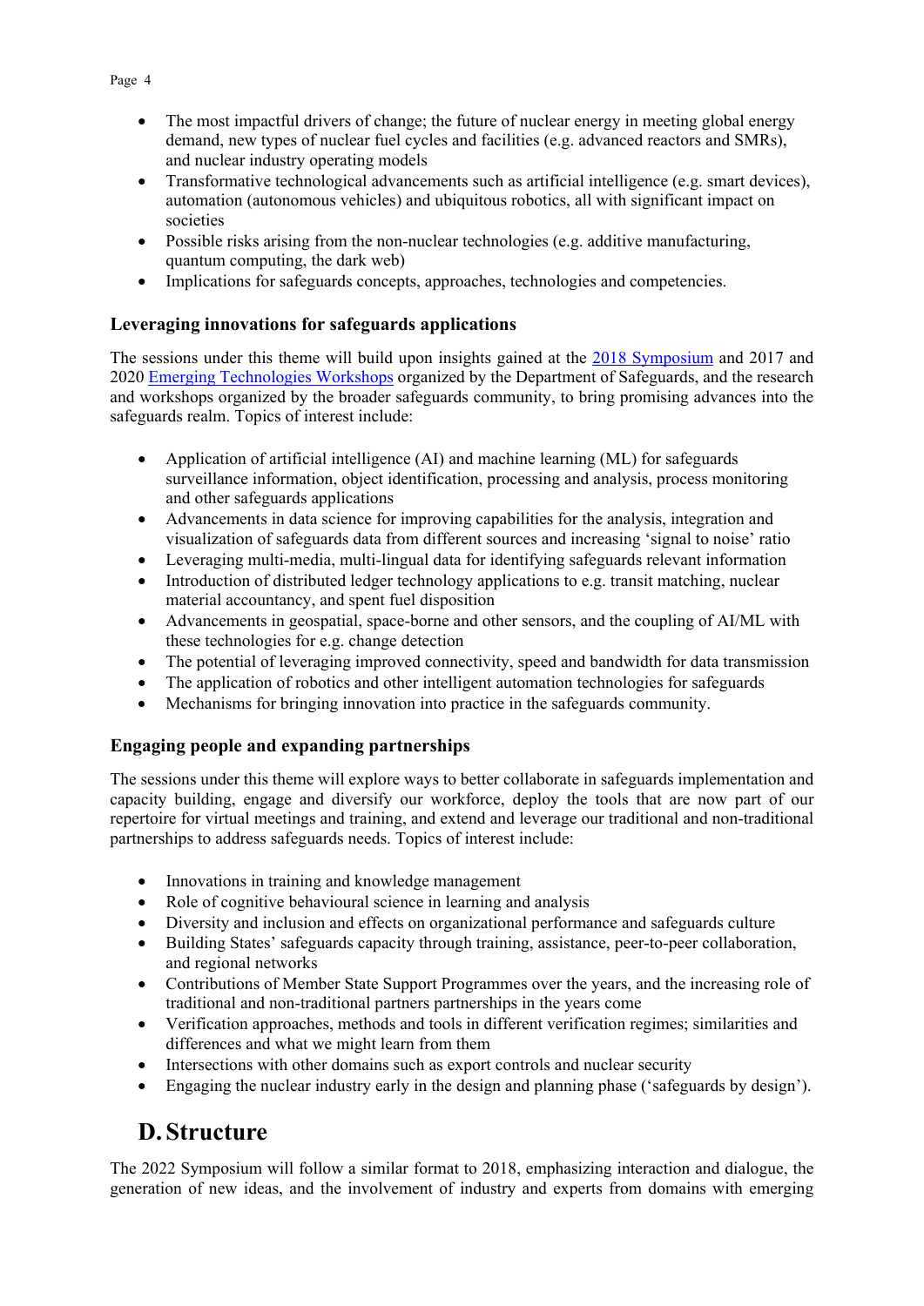- The most impactful drivers of change; the future of nuclear energy in meeting global energy demand, new types of nuclear fuel cycles and facilities (e.g. advanced reactors and SMRs), and nuclear industry operating models
- Transformative technological advancements such as artificial intelligence (e.g. smart devices), automation (autonomous vehicles) and ubiquitous robotics, all with significant impact on societies
- Possible risks arising from the non-nuclear technologies (e.g. additive manufacturing, quantum computing, the dark web)
- Implications for safeguards concepts, approaches, technologies and competencies.

### Leveraging innovations for safeguards applications

The sessions under this theme will build upon insights gained at the 2018 Symposium and 2017 and 2020 Emerging Technologies Workshops organized by the Department of Safeguards, and the research and workshops organized by the broader safeguards community, to bring promising advances into the safeguards realm. Topics of interest include:

- Application of artificial intelligence (AI) and machine learning (ML) for safeguards surveillance information, object identification, processing and analysis, process monitoring and other safeguards applications
- Advancements in data science for improving capabilities for the analysis, integration and visualization of safeguards data from different sources and increasing 'signal to noise' ratio
- Leveraging multi-media, multi-lingual data for identifying safeguards relevant information
- Introduction of distributed ledger technology applications to e.g. transit matching, nuclear material accountancy, and spent fuel disposition
- Advancements in geospatial, space-borne and other sensors, and the coupling of AI/ML with these technologies for e.g. change detection
- The potential of leveraging improved connectivity, speed and bandwidth for data transmission
- The application of robotics and other intelligent automation technologies for safeguards
- Mechanisms for bringing innovation into practice in the safeguards community.

### Engaging people and expanding partnerships

The sessions under this theme will explore ways to better collaborate in safeguards implementation and capacity building, engage and diversify our workforce, deploy the tools that are now part of our repertoire for virtual meetings and training, and extend and leverage our traditional and non-traditional partnerships to address safeguards needs. Topics of interest include:

- Innovations in training and knowledge management
- Role of cognitive behavioural science in learning and analysis
- Diversity and inclusion and effects on organizational performance and safeguards culture
- Building States' safeguards capacity through training, assistance, peer-to-peer collaboration, and regional networks
- Contributions of Member State Support Programmes over the years, and the increasing role of traditional and non-traditional partners partnerships in the years come
- Verification approaches, methods and tools in different verification regimes; similarities and differences and what we might learn from them
- Intersections with other domains such as export controls and nuclear security
- Engaging the nuclear industry early in the design and planning phase ('safeguards by design').

## D. Structure

The 2022 Symposium will follow a similar format to 2018, emphasizing interaction and dialogue, the generation of new ideas, and the involvement of industry and experts from domains with emerging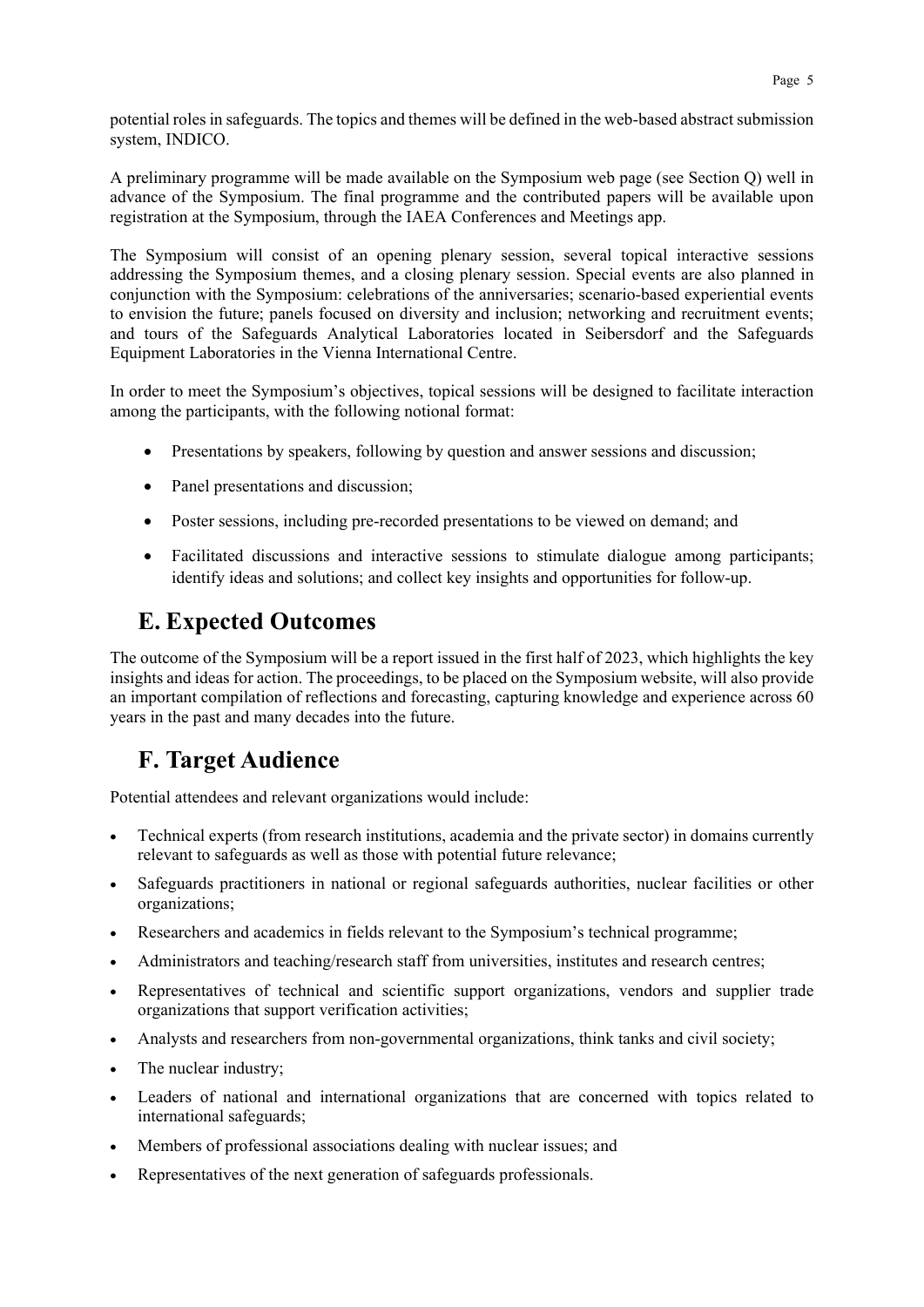potential roles in safeguards. The topics and themes will be defined in the web-based abstract submission system, INDICO.

A preliminary programme will be made available on the Symposium web page (see Section Q) well in advance of the Symposium. The final programme and the contributed papers will be available upon registration at the Symposium, through the IAEA Conferences and Meetings app.

The Symposium will consist of an opening plenary session, several topical interactive sessions addressing the Symposium themes, and a closing plenary session. Special events are also planned in conjunction with the Symposium: celebrations of the anniversaries; scenario-based experiential events to envision the future; panels focused on diversity and inclusion; networking and recruitment events; and tours of the Safeguards Analytical Laboratories located in Seibersdorf and the Safeguards Equipment Laboratories in the Vienna International Centre.

In order to meet the Symposium's objectives, topical sessions will be designed to facilitate interaction among the participants, with the following notional format:

- Presentations by speakers, following by question and answer sessions and discussion;
- Panel presentations and discussion;
- Poster sessions, including pre-recorded presentations to be viewed on demand; and
- Facilitated discussions and interactive sessions to stimulate dialogue among participants; identify ideas and solutions; and collect key insights and opportunities for follow-up.

## E. Expected Outcomes

The outcome of the Symposium will be a report issued in the first half of 2023, which highlights the key insights and ideas for action. The proceedings, to be placed on the Symposium website, will also provide an important compilation of reflections and forecasting, capturing knowledge and experience across 60 years in the past and many decades into the future.

## F. Target Audience

Potential attendees and relevant organizations would include:

- Technical experts (from research institutions, academia and the private sector) in domains currently relevant to safeguards as well as those with potential future relevance;
- Safeguards practitioners in national or regional safeguards authorities, nuclear facilities or other organizations;
- Researchers and academics in fields relevant to the Symposium's technical programme;
- Administrators and teaching/research staff from universities, institutes and research centres;
- Representatives of technical and scientific support organizations, vendors and supplier trade organizations that support verification activities;
- Analysts and researchers from non-governmental organizations, think tanks and civil society;
- The nuclear industry;
- Leaders of national and international organizations that are concerned with topics related to international safeguards;
- Members of professional associations dealing with nuclear issues; and
- Representatives of the next generation of safeguards professionals.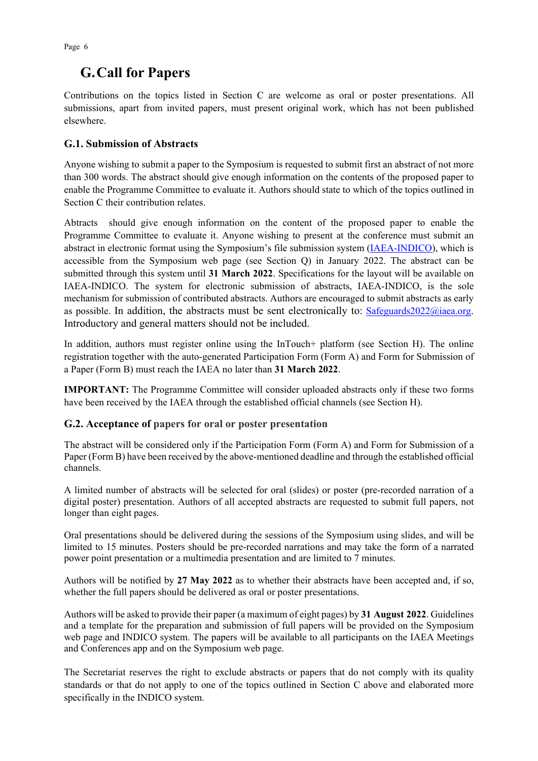## G. Call for Papers

Contributions on the topics listed in Section C are welcome as oral or poster presentations. All submissions, apart from invited papers, must present original work, which has not been published elsewhere.

### G.1. Submission of Abstracts

Anyone wishing to submit a paper to the Symposium is requested to submit first an abstract of not more than 300 words. The abstract should give enough information on the contents of the proposed paper to enable the Programme Committee to evaluate it. Authors should state to which of the topics outlined in Section C their contribution relates.

Abtracts should give enough information on the content of the proposed paper to enable the Programme Committee to evaluate it. Anyone wishing to present at the conference must submit an abstract in electronic format using the Symposium's file submission system (IAEA-INDICO), which is accessible from the Symposium web page (see Section Q) in January 2022. The abstract can be submitted through this system until **31 March 2022**. Specifications for the layout will be available on IAEA-INDICO. The system for electronic submission of abstracts, IAEA-INDICO, is the sole mechanism for submission of contributed abstracts. Authors are encouraged to submit abstracts as early as possible. In addition, the abstracts must be sent electronically to: Safeguards2022@iaea.org. Introductory and general matters should not be included.

In addition, authors must register online using the InTouch+ platform (see Section H). The online registration together with the auto-generated Participation Form (Form A) and Form for Submission of a Paper (Form B) must reach the IAEA no later than **31 March 2022**.

**IMPORTANT:** The Programme Committee will consider uploaded abstracts only if these two forms have been received by the IAEA through the established official channels (see Section H).

### G.2. Acceptance of papers for oral or poster presentation

The abstract will be considered only if the Participation Form (Form A) and Form for Submission of a Paper (Form B) have been received by the above-mentioned deadline and through the established official channels.

A limited number of abstracts will be selected for oral (slides) or poster (pre-recorded narration of a digital poster) presentation. Authors of all accepted abstracts are requested to submit full papers, not longer than eight pages.

Oral presentations should be delivered during the sessions of the Symposium using slides, and will be limited to 15 minutes. Posters should be pre-recorded narrations and may take the form of a narrated power point presentation or a multimedia presentation and are limited to 7 minutes.

Authors will be notified by **27 May 2022** as to whether their abstracts have been accepted and, if so, whether the full papers should be delivered as oral or poster presentations.

Authors will be asked to provide their paper (a maximum of eight pages) by **31 August 2022**. Guidelines and a template for the preparation and submission of full papers will be provided on the Symposium web page and INDICO system. The papers will be available to all participants on the IAEA Meetings and Conferences app and on the Symposium web page.

The Secretariat reserves the right to exclude abstracts or papers that do not comply with its quality standards or that do not apply to one of the topics outlined in Section C above and elaborated more specifically in the INDICO system.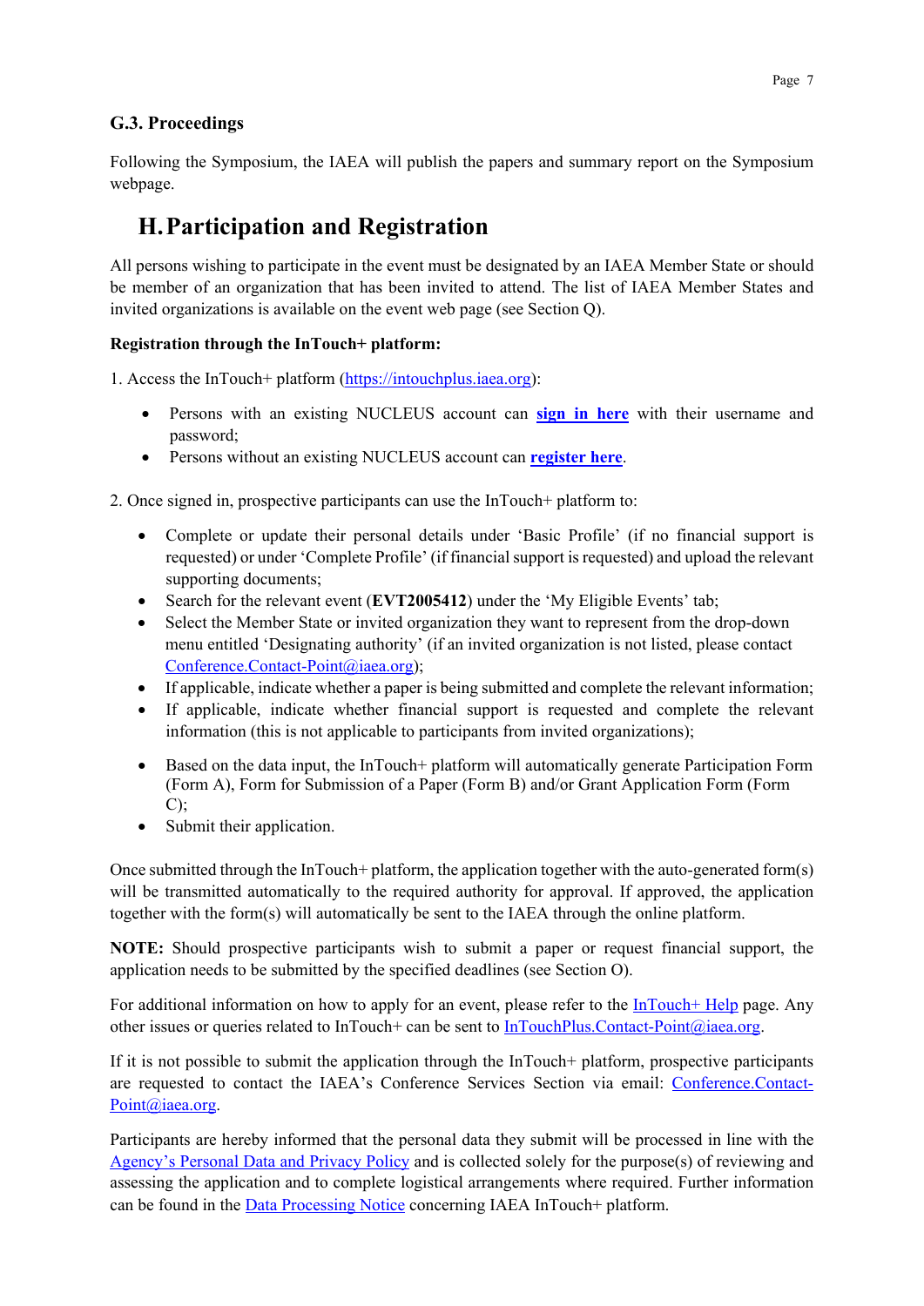### G.3. Proceedings

Following the Symposium, the IAEA will publish the papers and summary report on the Symposium webpage.

## H. Participation and Registration

All persons wishing to participate in the event must be designated by an IAEA Member State or should be member of an organization that has been invited to attend. The list of IAEA Member States and invited organizations is available on the event web page (see Section Q).

**Registration through the InTouch+ platform:**

1. Access the InTouch+ platform (https://intouchplus.iaea.org):

- Persons with an existing NUCLEUS account can **sign in here** with their username and password;
- Persons without an existing NUCLEUS account can **register here**.

2. Once signed in, prospective participants can use the InTouch+ platform to:

- Complete or update their personal details under 'Basic Profile' (if no financial support is requested) or under 'Complete Profile' (if financial support is requested) and upload the relevant supporting documents;
- Search for the relevant event (**EVT2005412**) under the 'My Eligible Events' tab;
- Select the Member State or invited organization they want to represent from the drop-down menu entitled 'Designating authority' (if an invited organization is not listed, please contact Conference.Contact-Point@iaea.org);
- If applicable, indicate whether a paper is being submitted and complete the relevant information;
- If applicable, indicate whether financial support is requested and complete the relevant information (this is not applicable to participants from invited organizations);
- Based on the data input, the InTouch+ platform will automatically generate Participation Form (Form A), Form for Submission of a Paper (Form B) and/or Grant Application Form (Form C);
- Submit their application.

Once submitted through the InTouch+ platform, the application together with the auto-generated form(s) will be transmitted automatically to the required authority for approval. If approved, the application together with the form(s) will automatically be sent to the IAEA through the online platform.

**NOTE:** Should prospective participants wish to submit a paper or request financial support, the application needs to be submitted by the specified deadlines (see Section O).

For additional information on how to apply for an event, please refer to the InTouch+ Help page. Any other issues or queries related to InTouch+ can be sent to InTouchPlus.Contact-Point@iaea.org.

If it is not possible to submit the application through the InTouch+ platform, prospective participants are requested to contact the IAEA's Conference Services Section via email: Conference.Contact-Point@iaea.org.

Participants are hereby informed that the personal data they submit will be processed in line with the Agency's Personal Data and Privacy Policy and is collected solely for the purpose(s) of reviewing and assessing the application and to complete logistical arrangements where required. Further information can be found in the Data Processing Notice concerning IAEA InTouch+ platform.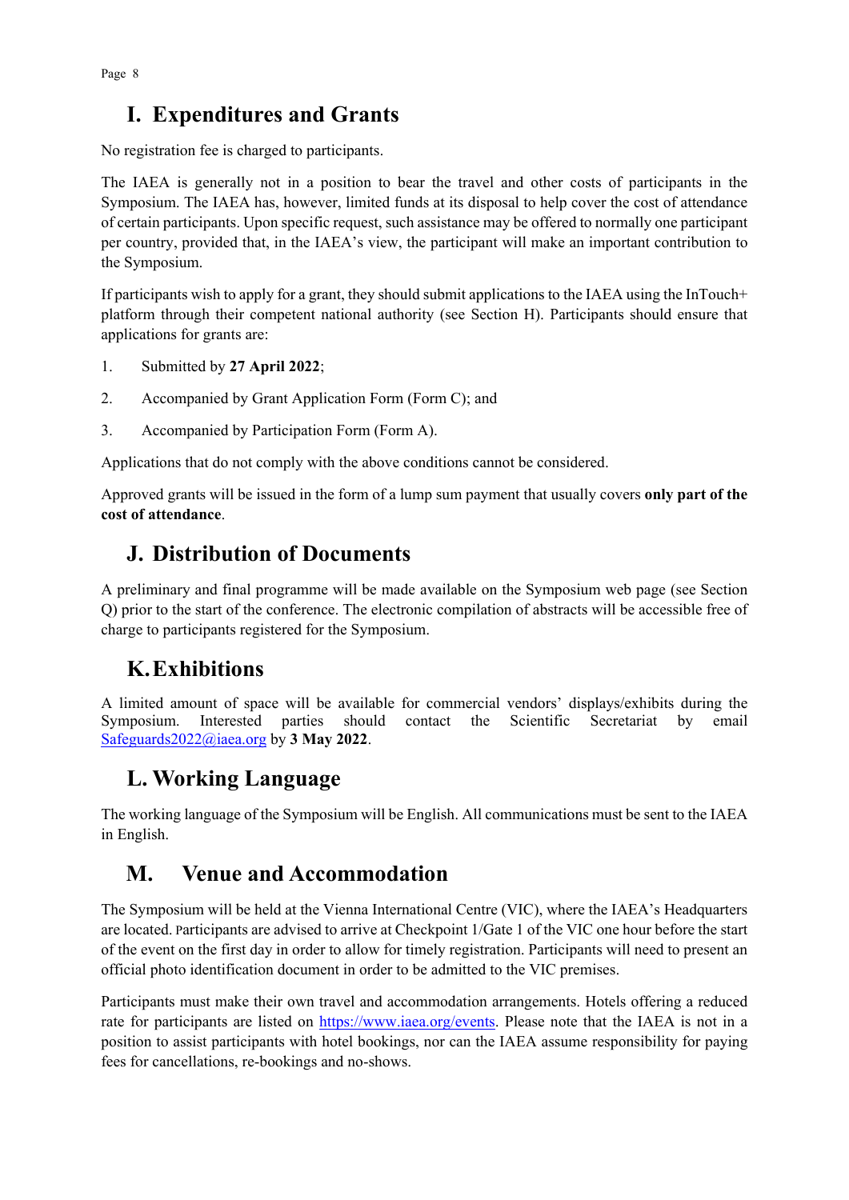## I. Expenditures and Grants

No registration fee is charged to participants.

The IAEA is generally not in a position to bear the travel and other costs of participants in the Symposium. The IAEA has, however, limited funds at its disposal to help cover the cost of attendance of certain participants. Upon specific request, such assistance may be offered to normally one participant per country, provided that, in the IAEA's view, the participant will make an important contribution to the Symposium.

If participants wish to apply for a grant, they should submit applications to the IAEA using the InTouch+ platform through their competent national authority (see Section H). Participants should ensure that applications for grants are:

1. Submitted by **27 April 2022**;
2. Accompanied by Grant Application Form (Form C); and
3. Accompanied by Participation Form (Form A).

Applications that do not comply with the above conditions cannot be considered.

Approved grants will be issued in the form of a lump sum payment that usually covers **only part of the cost of attendance**.

## J. Distribution of Documents

A preliminary and final programme will be made available on the Symposium web page (see Section Q) prior to the start of the conference. The electronic compilation of abstracts will be accessible free of charge to participants registered for the Symposium.

## K. Exhibitions

A limited amount of space will be available for commercial vendors' displays/exhibits during the Symposium. Interested parties should contact the Scientific Secretariat by email Safeguards2022@iaea.org by **3 May 2022**.

## L. Working Language

The working language of the Symposium will be English. All communications must be sent to the IAEA in English.

## M. Venue and Accommodation

The Symposium will be held at the Vienna International Centre (VIC), where the IAEA's Headquarters are located. Participants are advised to arrive at Checkpoint 1/Gate 1 of the VIC one hour before the start of the event on the first day in order to allow for timely registration. Participants will need to present an official photo identification document in order to be admitted to the VIC premises.

Participants must make their own travel and accommodation arrangements. Hotels offering a reduced rate for participants are listed on https://www.iaea.org/events. Please note that the IAEA is not in a position to assist participants with hotel bookings, nor can the IAEA assume responsibility for paying fees for cancellations, re-bookings and no-shows.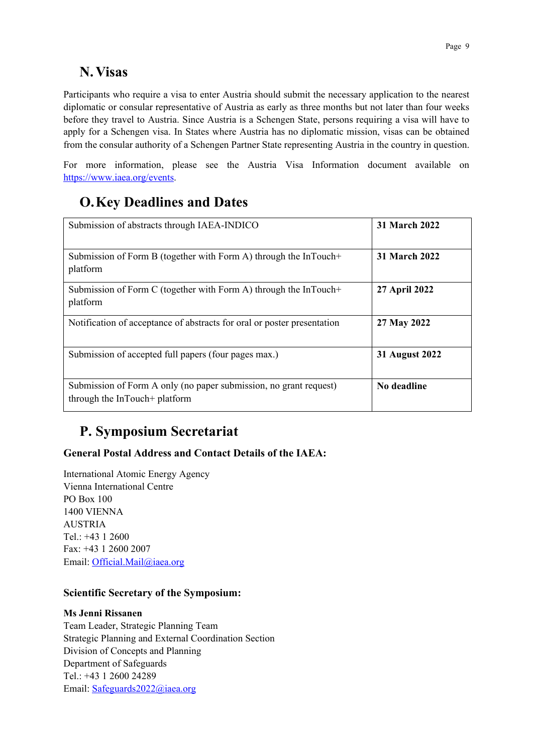## N. Visas

Participants who require a visa to enter Austria should submit the necessary application to the nearest diplomatic or consular representative of Austria as early as three months but not later than four weeks before they travel to Austria. Since Austria is a Schengen State, persons requiring a visa will have to apply for a Schengen visa. In States where Austria has no diplomatic mission, visas can be obtained from the consular authority of a Schengen Partner State representing Austria in the country in question.

For more information, please see the Austria Visa Information document available on https://www.iaea.org/events.

## O. Key Deadlines and Dates

| | |
|---|---|
| Submission of abstracts through IAEA-INDICO | **31 March 2022** |
| Submission of Form B (together with Form A) through the InTouch+ platform | **31 March 2022** |
| Submission of Form C (together with Form A) through the InTouch+ platform | **27 April 2022** |
| Notification of acceptance of abstracts for oral or poster presentation | **27 May 2022** |
| Submission of accepted full papers (four pages max.) | **31 August 2022** |
| Submission of Form A only (no paper submission, no grant request) through the InTouch+ platform | **No deadline** |

## P. Symposium Secretariat

**General Postal Address and Contact Details of the IAEA:**

International Atomic Energy Agency
Vienna International Centre
PO Box 100
1400 VIENNA
AUSTRIA
Tel.: +43 1 2600
Fax: +43 1 2600 2007
Email: Official.Mail@iaea.org

**Scientific Secretary of the Symposium:**

**Ms Jenni Rissanen**
Team Leader, Strategic Planning Team
Strategic Planning and External Coordination Section
Division of Concepts and Planning
Department of Safeguards
Tel.: +43 1 2600 24289
Email: Safeguards2022@iaea.org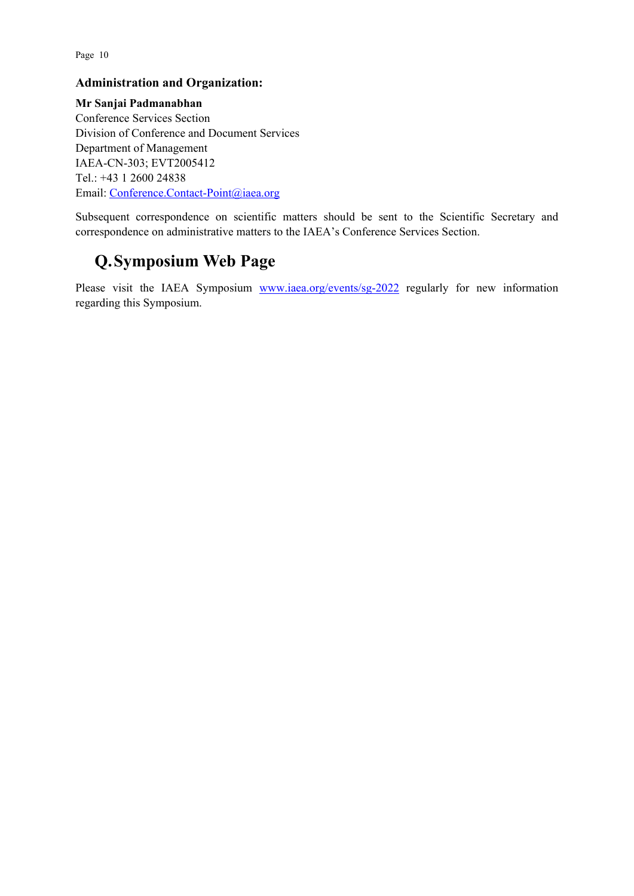**Administration and Organization:**

**Mr Sanjai Padmanabhan**
Conference Services Section
Division of Conference and Document Services
Department of Management
IAEA-CN-303; EVT2005412
Tel.: +43 1 2600 24838
Email: Conference.Contact-Point@iaea.org

Subsequent correspondence on scientific matters should be sent to the Scientific Secretary and correspondence on administrative matters to the IAEA's Conference Services Section.

## Q. Symposium Web Page

Please visit the IAEA Symposium www.iaea.org/events/sg-2022 regularly for new information regarding this Symposium.